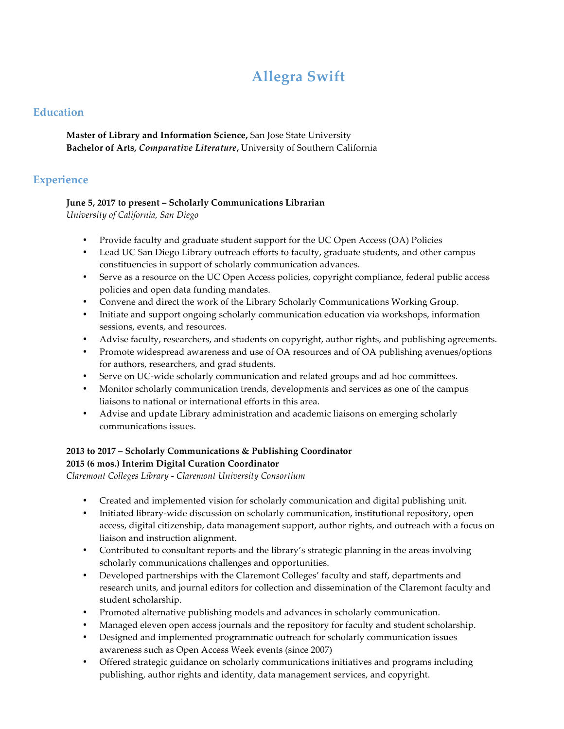# Allegra Swift

## Education

**Master of Library and Information Science,** San Jose State University
**Bachelor of Arts, *Comparative Literature*,** University of Southern California

## Experience

**June 5, 2017 to present – Scholarly Communications Librarian**
*University of California, San Diego*

- Provide faculty and graduate student support for the UC Open Access (OA) Policies
- Lead UC San Diego Library outreach efforts to faculty, graduate students, and other campus constituencies in support of scholarly communication advances.
- Serve as a resource on the UC Open Access policies, copyright compliance, federal public access policies and open data funding mandates.
- Convene and direct the work of the Library Scholarly Communications Working Group.
- Initiate and support ongoing scholarly communication education via workshops, information sessions, events, and resources.
- Advise faculty, researchers, and students on copyright, author rights, and publishing agreements.
- Promote widespread awareness and use of OA resources and of OA publishing avenues/options for authors, researchers, and grad students.
- Serve on UC-wide scholarly communication and related groups and ad hoc committees.
- Monitor scholarly communication trends, developments and services as one of the campus liaisons to national or international efforts in this area.
- Advise and update Library administration and academic liaisons on emerging scholarly communications issues.

**2013 to 2017 – Scholarly Communications & Publishing Coordinator**
**2015 (6 mos.) Interim Digital Curation Coordinator**
*Claremont Colleges Library - Claremont University Consortium*

- Created and implemented vision for scholarly communication and digital publishing unit.
- Initiated library-wide discussion on scholarly communication, institutional repository, open access, digital citizenship, data management support, author rights, and outreach with a focus on liaison and instruction alignment.
- Contributed to consultant reports and the library's strategic planning in the areas involving scholarly communications challenges and opportunities.
- Developed partnerships with the Claremont Colleges' faculty and staff, departments and research units, and journal editors for collection and dissemination of the Claremont faculty and student scholarship.
- Promoted alternative publishing models and advances in scholarly communication.
- Managed eleven open access journals and the repository for faculty and student scholarship.
- Designed and implemented programmatic outreach for scholarly communication issues awareness such as Open Access Week events (since 2007)
- Offered strategic guidance on scholarly communications initiatives and programs including publishing, author rights and identity, data management services, and copyright.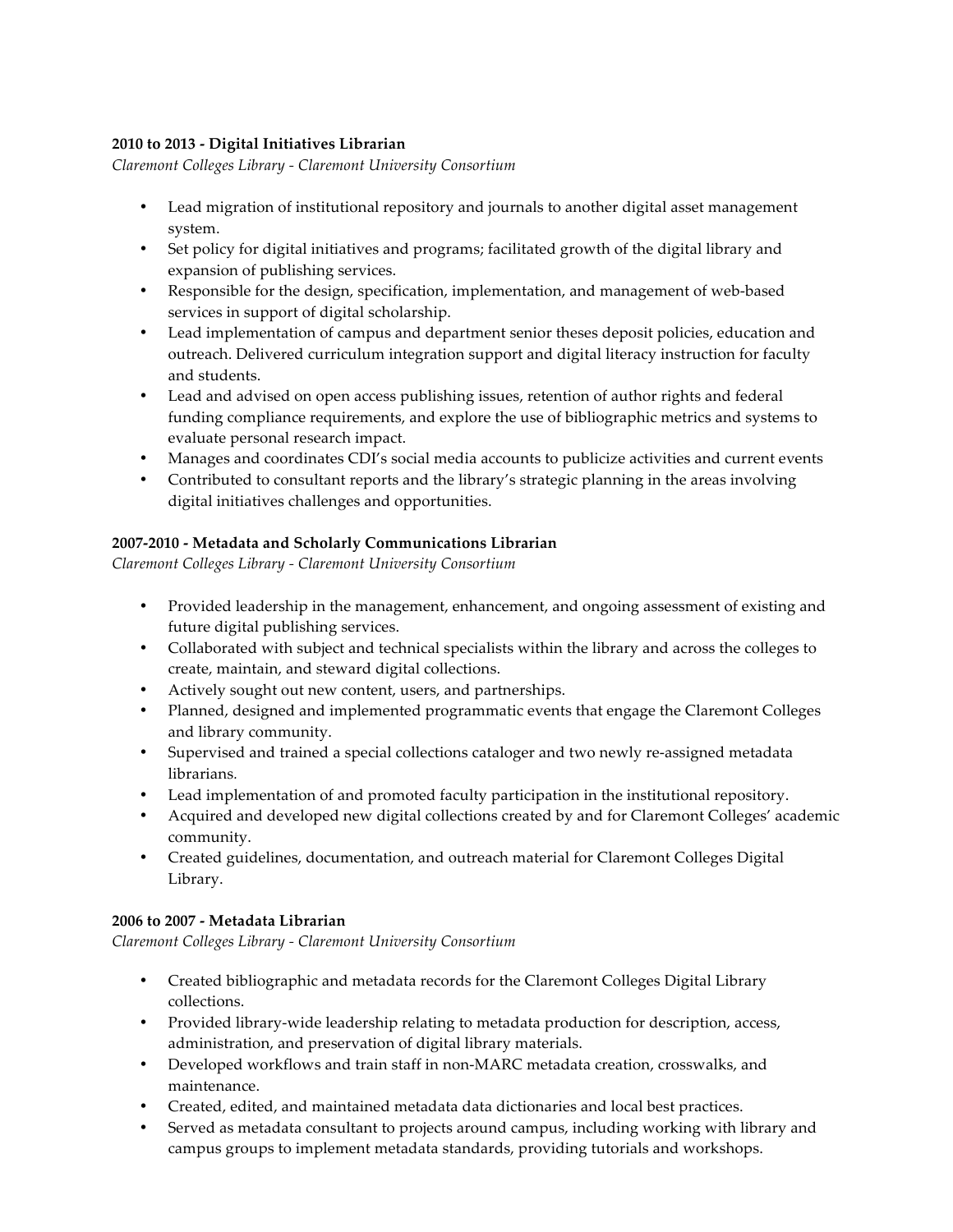**2010 to 2013 - Digital Initiatives Librarian**

*Claremont Colleges Library - Claremont University Consortium*

- Lead migration of institutional repository and journals to another digital asset management system.
- Set policy for digital initiatives and programs; facilitated growth of the digital library and expansion of publishing services.
- Responsible for the design, specification, implementation, and management of web-based services in support of digital scholarship.
- Lead implementation of campus and department senior theses deposit policies, education and outreach. Delivered curriculum integration support and digital literacy instruction for faculty and students.
- Lead and advised on open access publishing issues, retention of author rights and federal funding compliance requirements, and explore the use of bibliographic metrics and systems to evaluate personal research impact.
- Manages and coordinates CDI's social media accounts to publicize activities and current events
- Contributed to consultant reports and the library's strategic planning in the areas involving digital initiatives challenges and opportunities.

**2007-2010 - Metadata and Scholarly Communications Librarian**

*Claremont Colleges Library - Claremont University Consortium*

- Provided leadership in the management, enhancement, and ongoing assessment of existing and future digital publishing services.
- Collaborated with subject and technical specialists within the library and across the colleges to create, maintain, and steward digital collections.
- Actively sought out new content, users, and partnerships.
- Planned, designed and implemented programmatic events that engage the Claremont Colleges and library community.
- Supervised and trained a special collections cataloger and two newly re-assigned metadata librarians.
- Lead implementation of and promoted faculty participation in the institutional repository.
- Acquired and developed new digital collections created by and for Claremont Colleges' academic community.
- Created guidelines, documentation, and outreach material for Claremont Colleges Digital Library.

**2006 to 2007 - Metadata Librarian**

*Claremont Colleges Library - Claremont University Consortium*

- Created bibliographic and metadata records for the Claremont Colleges Digital Library collections.
- Provided library-wide leadership relating to metadata production for description, access, administration, and preservation of digital library materials.
- Developed workflows and train staff in non-MARC metadata creation, crosswalks, and maintenance.
- Created, edited, and maintained metadata data dictionaries and local best practices.
- Served as metadata consultant to projects around campus, including working with library and campus groups to implement metadata standards, providing tutorials and workshops.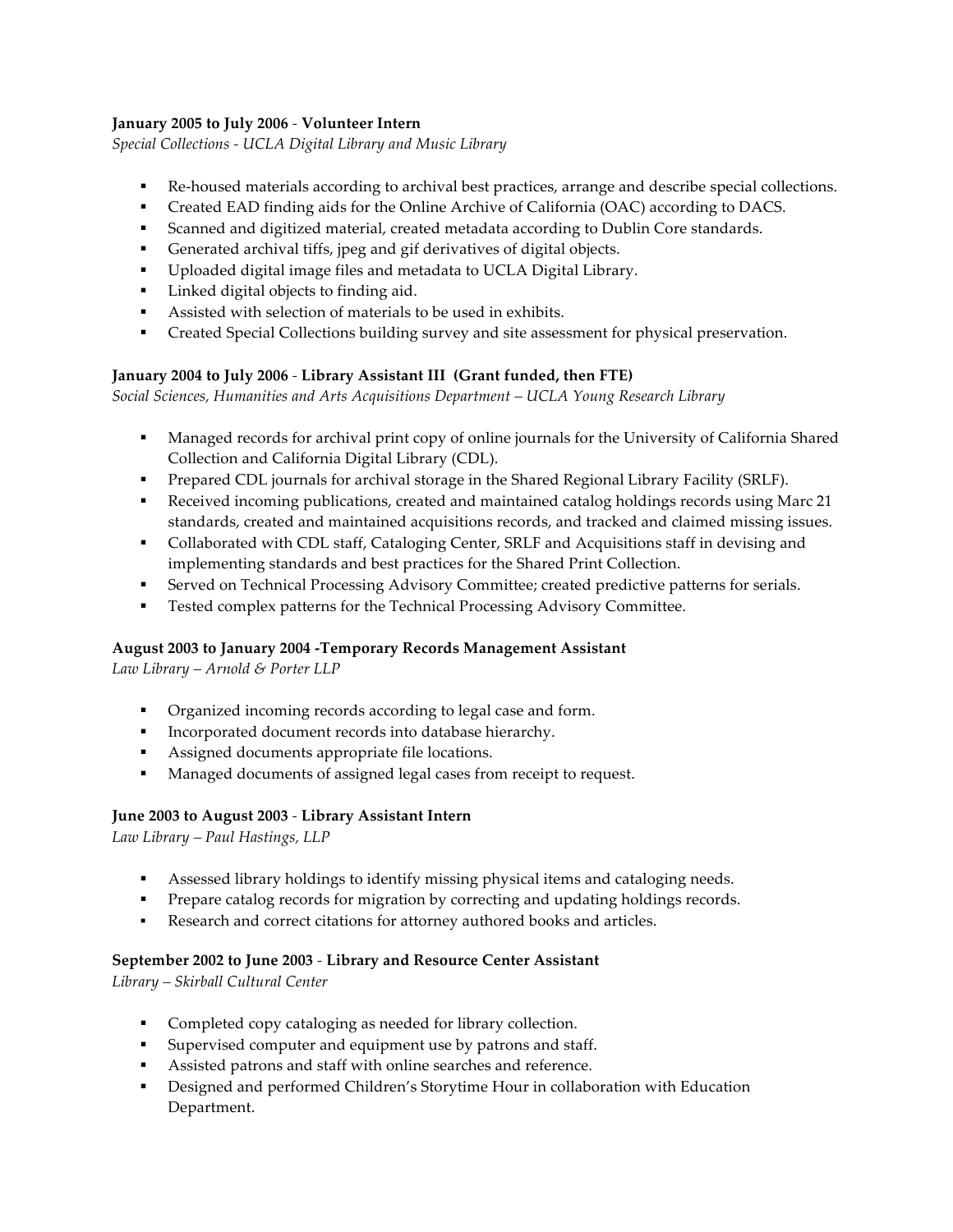**January 2005 to July 2006** - **Volunteer Intern**
*Special Collections - UCLA Digital Library and Music Library*

- Re-housed materials according to archival best practices, arrange and describe special collections.
- Created EAD finding aids for the Online Archive of California (OAC) according to DACS.
- Scanned and digitized material, created metadata according to Dublin Core standards.
- Generated archival tiffs, jpeg and gif derivatives of digital objects.
- Uploaded digital image files and metadata to UCLA Digital Library.
- Linked digital objects to finding aid.
- Assisted with selection of materials to be used in exhibits.
- Created Special Collections building survey and site assessment for physical preservation.

**January 2004 to July 2006** - **Library Assistant III (Grant funded, then FTE)**
*Social Sciences, Humanities and Arts Acquisitions Department – UCLA Young Research Library*

- Managed records for archival print copy of online journals for the University of California Shared Collection and California Digital Library (CDL).
- Prepared CDL journals for archival storage in the Shared Regional Library Facility (SRLF).
- Received incoming publications, created and maintained catalog holdings records using Marc 21 standards, created and maintained acquisitions records, and tracked and claimed missing issues.
- Collaborated with CDL staff, Cataloging Center, SRLF and Acquisitions staff in devising and implementing standards and best practices for the Shared Print Collection.
- Served on Technical Processing Advisory Committee; created predictive patterns for serials.
- Tested complex patterns for the Technical Processing Advisory Committee.

**August 2003 to January 2004 -Temporary Records Management Assistant**
*Law Library – Arnold & Porter LLP*

- Organized incoming records according to legal case and form.
- Incorporated document records into database hierarchy.
- Assigned documents appropriate file locations.
- Managed documents of assigned legal cases from receipt to request.

**June 2003 to August 2003** - **Library Assistant Intern**
*Law Library – Paul Hastings, LLP*

- Assessed library holdings to identify missing physical items and cataloging needs.
- Prepare catalog records for migration by correcting and updating holdings records.
- Research and correct citations for attorney authored books and articles.

**September 2002 to June 2003** - **Library and Resource Center Assistant**
*Library – Skirball Cultural Center*

- Completed copy cataloging as needed for library collection.
- Supervised computer and equipment use by patrons and staff.
- Assisted patrons and staff with online searches and reference.
- Designed and performed Children's Storytime Hour in collaboration with Education Department.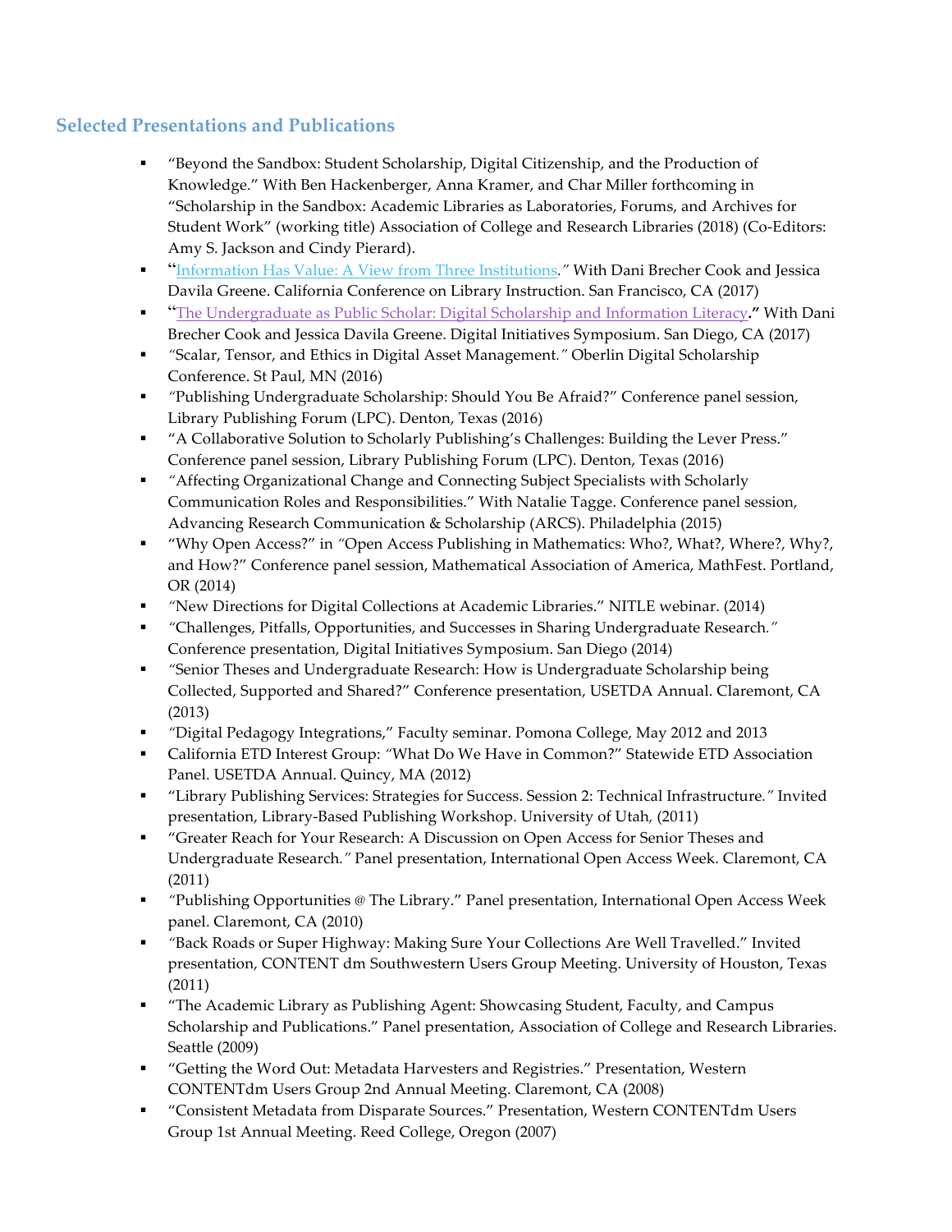## Selected Presentations and Publications

- "Beyond the Sandbox: Student Scholarship, Digital Citizenship, and the Production of Knowledge." With Ben Hackenberger, Anna Kramer, and Char Miller forthcoming in "Scholarship in the Sandbox: Academic Libraries as Laboratories, Forums, and Archives for Student Work" (working title) Association of College and Research Libraries (2018) (Co-Editors: Amy S. Jackson and Cindy Pierard).
- "Information Has Value: A View from Three Institutions." With Dani Brecher Cook and Jessica Davila Greene. California Conference on Library Instruction. San Francisco, CA (2017)
- "The Undergraduate as Public Scholar: Digital Scholarship and Information Literacy**."** With Dani Brecher Cook and Jessica Davila Greene. Digital Initiatives Symposium. San Diego, CA (2017)
- "Scalar, Tensor, and Ethics in Digital Asset Management." Oberlin Digital Scholarship Conference. St Paul, MN (2016)
- "Publishing Undergraduate Scholarship: Should You Be Afraid?" Conference panel session, Library Publishing Forum (LPC). Denton, Texas (2016)
- "A Collaborative Solution to Scholarly Publishing's Challenges: Building the Lever Press." Conference panel session, Library Publishing Forum (LPC). Denton, Texas (2016)
- "Affecting Organizational Change and Connecting Subject Specialists with Scholarly Communication Roles and Responsibilities." With Natalie Tagge. Conference panel session, Advancing Research Communication & Scholarship (ARCS). Philadelphia (2015)
- "Why Open Access?" in "Open Access Publishing in Mathematics: Who?, What?, Where?, Why?, and How?" Conference panel session, Mathematical Association of America, MathFest. Portland, OR (2014)
- "New Directions for Digital Collections at Academic Libraries." NITLE webinar. (2014)
- "Challenges, Pitfalls, Opportunities, and Successes in Sharing Undergraduate Research." Conference presentation, Digital Initiatives Symposium. San Diego (2014)
- "Senior Theses and Undergraduate Research: How is Undergraduate Scholarship being Collected, Supported and Shared?" Conference presentation, USETDA Annual. Claremont, CA (2013)
- "Digital Pedagogy Integrations," Faculty seminar. Pomona College, May 2012 and 2013
- California ETD Interest Group: "What Do We Have in Common?" Statewide ETD Association Panel. USETDA Annual. Quincy, MA (2012)
- "Library Publishing Services: Strategies for Success. Session 2: Technical Infrastructure." Invited presentation, Library-Based Publishing Workshop. University of Utah, (2011)
- "Greater Reach for Your Research: A Discussion on Open Access for Senior Theses and Undergraduate Research." Panel presentation, International Open Access Week. Claremont, CA (2011)
- "Publishing Opportunities @ The Library." Panel presentation, International Open Access Week panel. Claremont, CA (2010)
- "Back Roads or Super Highway: Making Sure Your Collections Are Well Travelled." Invited presentation, CONTENT dm Southwestern Users Group Meeting. University of Houston, Texas (2011)
- "The Academic Library as Publishing Agent: Showcasing Student, Faculty, and Campus Scholarship and Publications." Panel presentation, Association of College and Research Libraries. Seattle (2009)
- "Getting the Word Out: Metadata Harvesters and Registries." Presentation, Western CONTENTdm Users Group 2nd Annual Meeting. Claremont, CA (2008)
- "Consistent Metadata from Disparate Sources." Presentation, Western CONTENTdm Users Group 1st Annual Meeting. Reed College, Oregon (2007)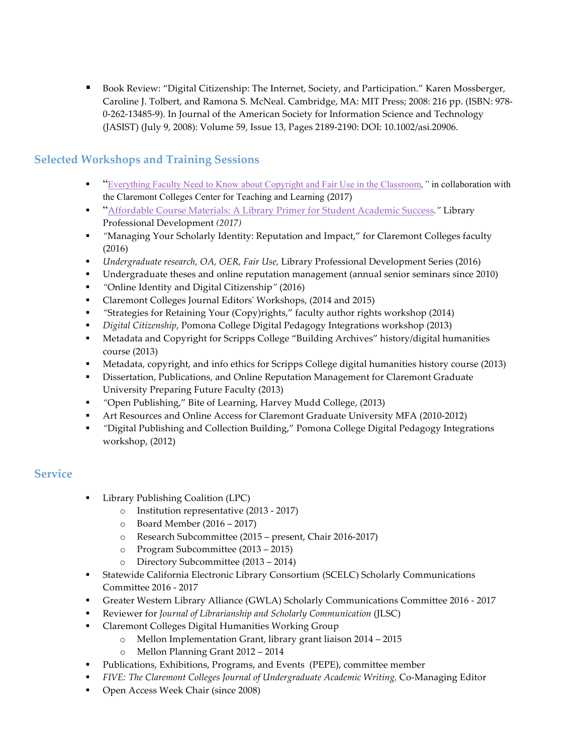- Book Review: "Digital Citizenship: The Internet, Society, and Participation." Karen Mossberger, Caroline J. Tolbert, and Ramona S. McNeal. Cambridge, MA: MIT Press; 2008: 216 pp. (ISBN: 978-0-262-13485-9). In Journal of the American Society for Information Science and Technology (JASIST) (July 9, 2008): Volume 59, Issue 13, Pages 2189-2190: DOI: 10.1002/asi.20906.

## Selected Workshops and Training Sessions

- "Everything Faculty Need to Know about Copyright and Fair Use in the Classroom," in collaboration with the Claremont Colleges Center for Teaching and Learning (2017)
- "Affordable Course Materials: A Library Primer for Student Academic Success." Library Professional Development *(2017)*
- "Managing Your Scholarly Identity: Reputation and Impact," for Claremont Colleges faculty (2016)
- *Undergraduate research, OA, OER, Fair Use,* Library Professional Development Series (2016)
- Undergraduate theses and online reputation management (annual senior seminars since 2010)
- "Online Identity and Digital Citizenship" (2016)
- Claremont Colleges Journal Editors' Workshops, (2014 and 2015)
- "Strategies for Retaining Your (Copy)rights," faculty author rights workshop (2014)
- *Digital Citizenship*, Pomona College Digital Pedagogy Integrations workshop (2013)
- Metadata and Copyright for Scripps College "Building Archives" history/digital humanities course (2013)
- Metadata, copyright, and info ethics for Scripps College digital humanities history course (2013)
- Dissertation, Publications, and Online Reputation Management for Claremont Graduate University Preparing Future Faculty (2013)
- "Open Publishing," Bite of Learning, Harvey Mudd College, (2013)
- Art Resources and Online Access for Claremont Graduate University MFA (2010-2012)
- "Digital Publishing and Collection Building," Pomona College Digital Pedagogy Integrations workshop, (2012)

## Service

- Library Publishing Coalition (LPC)
  - Institution representative (2013 - 2017)
  - Board Member (2016 – 2017)
  - Research Subcommittee (2015 – present, Chair 2016-2017)
  - Program Subcommittee (2013 – 2015)
  - Directory Subcommittee (2013 – 2014)
- Statewide California Electronic Library Consortium (SCELC) Scholarly Communications Committee 2016 - 2017
- Greater Western Library Alliance (GWLA) Scholarly Communications Committee 2016 - 2017
- Reviewer for *Journal of Librarianship and Scholarly Communication* (JLSC)
- Claremont Colleges Digital Humanities Working Group
  - Mellon Implementation Grant, library grant liaison 2014 – 2015
  - Mellon Planning Grant 2012 – 2014
- Publications, Exhibitions, Programs, and Events (PEPE), committee member
- *FIVE: The Claremont Colleges Journal of Undergraduate Academic Writing,* Co-Managing Editor
- Open Access Week Chair (since 2008)